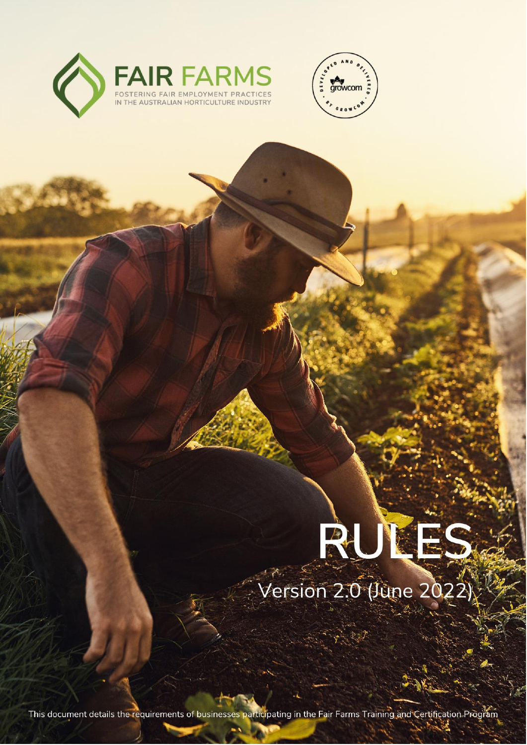FAIR FARMS

FOSTERING FAIR EMPLOYMENT PRACTICES IN THE AUSTRALIAN HORTICULTURE INDUSTRY

DEVELOPED AND DELIVERED BY GROWCOM

growcom

# RULES

Version 2.0 (June 2022)

This document details the requirements of businesses participating in the Fair Farms Training and Certification Program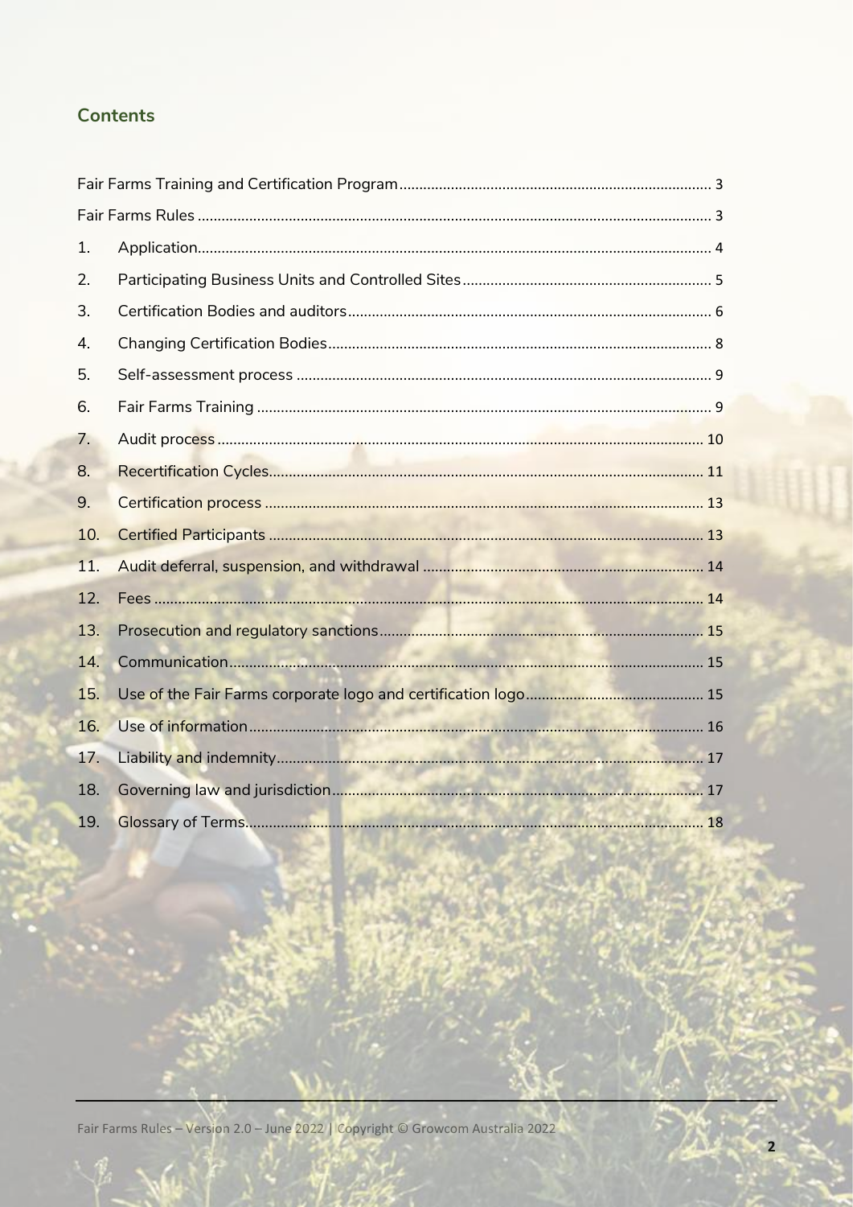## Contents

Fair Farms Training and Certification Program .......... 3

Fair Farms Rules .......... 3

1. Application .......... 4
2. Participating Business Units and Controlled Sites .......... 5
3. Certification Bodies and auditors .......... 6
4. Changing Certification Bodies .......... 8
5. Self-assessment process .......... 9
6. Fair Farms Training .......... 9
7. Audit process .......... 10
8. Recertification Cycles .......... 11
9. Certification process .......... 13
10. Certified Participants .......... 13
11. Audit deferral, suspension, and withdrawal .......... 14
12. Fees .......... 14
13. Prosecution and regulatory sanctions .......... 15
14. Communication .......... 15
15. Use of the Fair Farms corporate logo and certification logo .......... 15
16. Use of information .......... 16
17. Liability and indemnity .......... 17
18. Governing law and jurisdiction .......... 17
19. Glossary of Terms .......... 18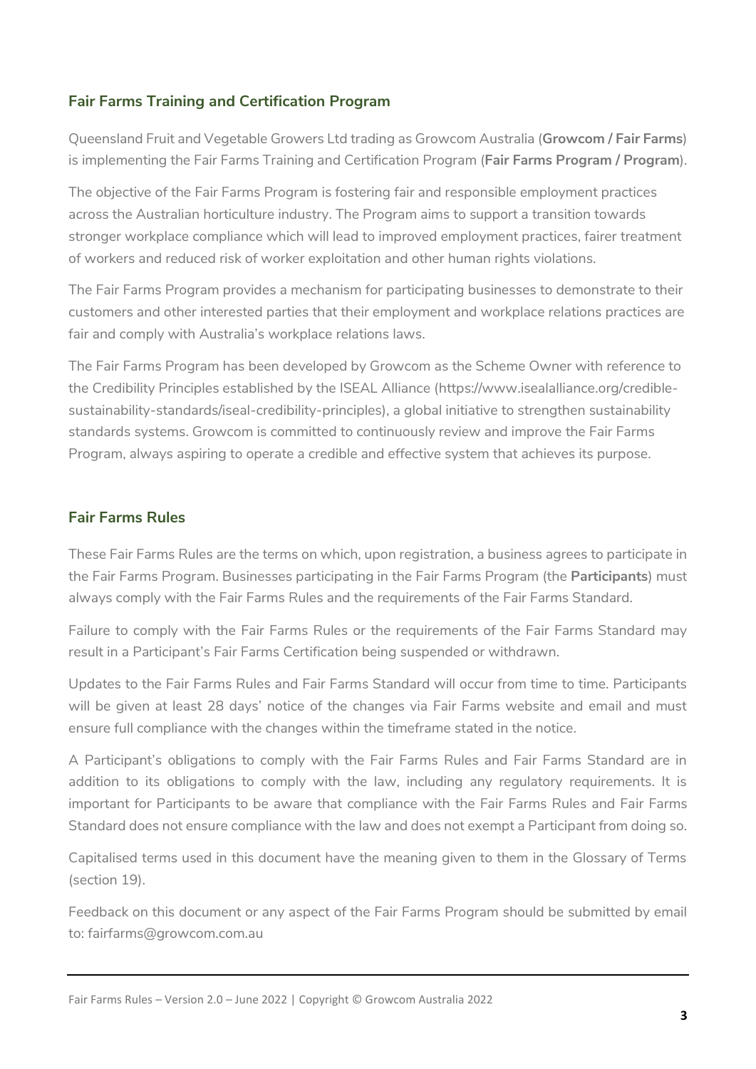## Fair Farms Training and Certification Program

Queensland Fruit and Vegetable Growers Ltd trading as Growcom Australia (**Growcom / Fair Farms**) is implementing the Fair Farms Training and Certification Program (**Fair Farms Program / Program**).

The objective of the Fair Farms Program is fostering fair and responsible employment practices across the Australian horticulture industry. The Program aims to support a transition towards stronger workplace compliance which will lead to improved employment practices, fairer treatment of workers and reduced risk of worker exploitation and other human rights violations.

The Fair Farms Program provides a mechanism for participating businesses to demonstrate to their customers and other interested parties that their employment and workplace relations practices are fair and comply with Australia's workplace relations laws.

The Fair Farms Program has been developed by Growcom as the Scheme Owner with reference to the Credibility Principles established by the ISEAL Alliance (https://www.isealalliance.org/credible-sustainability-standards/iseal-credibility-principles), a global initiative to strengthen sustainability standards systems. Growcom is committed to continuously review and improve the Fair Farms Program, always aspiring to operate a credible and effective system that achieves its purpose.

## Fair Farms Rules

These Fair Farms Rules are the terms on which, upon registration, a business agrees to participate in the Fair Farms Program. Businesses participating in the Fair Farms Program (the **Participants**) must always comply with the Fair Farms Rules and the requirements of the Fair Farms Standard.

Failure to comply with the Fair Farms Rules or the requirements of the Fair Farms Standard may result in a Participant's Fair Farms Certification being suspended or withdrawn.

Updates to the Fair Farms Rules and Fair Farms Standard will occur from time to time. Participants will be given at least 28 days' notice of the changes via Fair Farms website and email and must ensure full compliance with the changes within the timeframe stated in the notice.

A Participant's obligations to comply with the Fair Farms Rules and Fair Farms Standard are in addition to its obligations to comply with the law, including any regulatory requirements. It is important for Participants to be aware that compliance with the Fair Farms Rules and Fair Farms Standard does not ensure compliance with the law and does not exempt a Participant from doing so.

Capitalised terms used in this document have the meaning given to them in the Glossary of Terms (section 19).

Feedback on this document or any aspect of the Fair Farms Program should be submitted by email to: fairfarms@growcom.com.au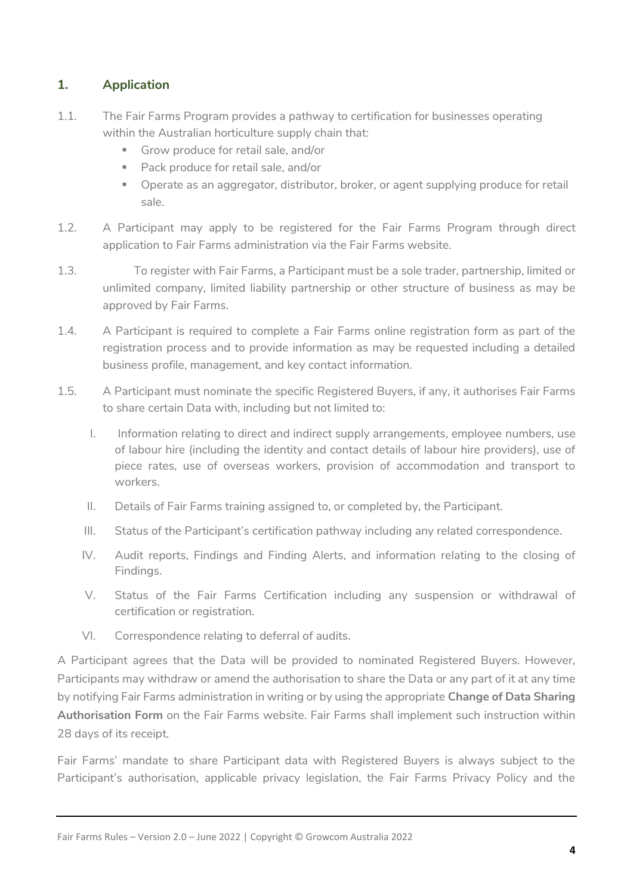## 1. Application

1.1. The Fair Farms Program provides a pathway to certification for businesses operating within the Australian horticulture supply chain that:

- Grow produce for retail sale, and/or
- Pack produce for retail sale, and/or
- Operate as an aggregator, distributor, broker, or agent supplying produce for retail sale.

1.2. A Participant may apply to be registered for the Fair Farms Program through direct application to Fair Farms administration via the Fair Farms website.

1.3. To register with Fair Farms, a Participant must be a sole trader, partnership, limited or unlimited company, limited liability partnership or other structure of business as may be approved by Fair Farms.

1.4. A Participant is required to complete a Fair Farms online registration form as part of the registration process and to provide information as may be requested including a detailed business profile, management, and key contact information.

1.5. A Participant must nominate the specific Registered Buyers, if any, it authorises Fair Farms to share certain Data with, including but not limited to:

I. Information relating to direct and indirect supply arrangements, employee numbers, use of labour hire (including the identity and contact details of labour hire providers), use of piece rates, use of overseas workers, provision of accommodation and transport to workers.

II. Details of Fair Farms training assigned to, or completed by, the Participant.

III. Status of the Participant's certification pathway including any related correspondence.

IV. Audit reports, Findings and Finding Alerts, and information relating to the closing of Findings.

V. Status of the Fair Farms Certification including any suspension or withdrawal of certification or registration.

VI. Correspondence relating to deferral of audits.

A Participant agrees that the Data will be provided to nominated Registered Buyers. However, Participants may withdraw or amend the authorisation to share the Data or any part of it at any time by notifying Fair Farms administration in writing or by using the appropriate **Change of Data Sharing Authorisation Form** on the Fair Farms website. Fair Farms shall implement such instruction within 28 days of its receipt.

Fair Farms' mandate to share Participant data with Registered Buyers is always subject to the Participant's authorisation, applicable privacy legislation, the Fair Farms Privacy Policy and the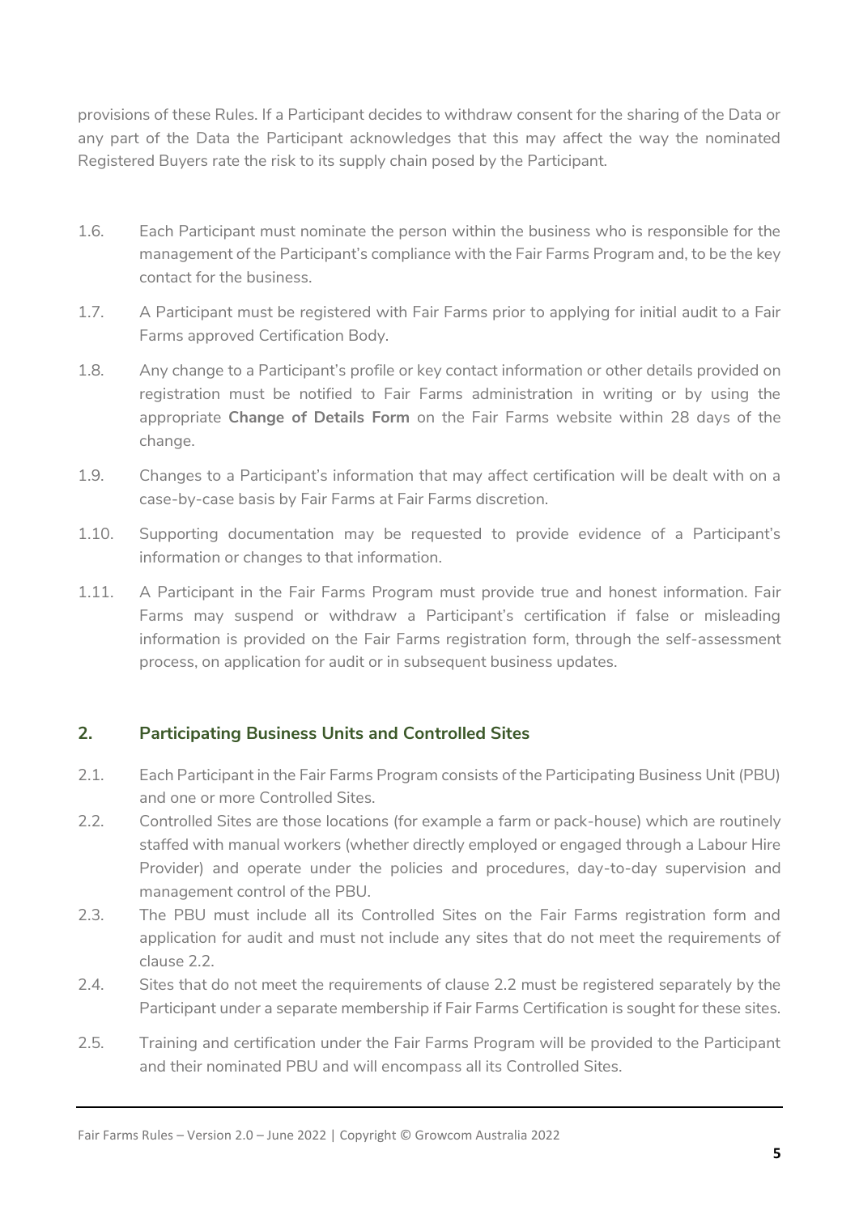provisions of these Rules. If a Participant decides to withdraw consent for the sharing of the Data or any part of the Data the Participant acknowledges that this may affect the way the nominated Registered Buyers rate the risk to its supply chain posed by the Participant.

1.6. Each Participant must nominate the person within the business who is responsible for the management of the Participant's compliance with the Fair Farms Program and, to be the key contact for the business.

1.7. A Participant must be registered with Fair Farms prior to applying for initial audit to a Fair Farms approved Certification Body.

1.8. Any change to a Participant's profile or key contact information or other details provided on registration must be notified to Fair Farms administration in writing or by using the appropriate **Change of Details Form** on the Fair Farms website within 28 days of the change.

1.9. Changes to a Participant's information that may affect certification will be dealt with on a case-by-case basis by Fair Farms at Fair Farms discretion.

1.10. Supporting documentation may be requested to provide evidence of a Participant's information or changes to that information.

1.11. A Participant in the Fair Farms Program must provide true and honest information. Fair Farms may suspend or withdraw a Participant's certification if false or misleading information is provided on the Fair Farms registration form, through the self-assessment process, on application for audit or in subsequent business updates.

## 2. Participating Business Units and Controlled Sites

2.1. Each Participant in the Fair Farms Program consists of the Participating Business Unit (PBU) and one or more Controlled Sites.

2.2. Controlled Sites are those locations (for example a farm or pack-house) which are routinely staffed with manual workers (whether directly employed or engaged through a Labour Hire Provider) and operate under the policies and procedures, day-to-day supervision and management control of the PBU.

2.3. The PBU must include all its Controlled Sites on the Fair Farms registration form and application for audit and must not include any sites that do not meet the requirements of clause 2.2.

2.4. Sites that do not meet the requirements of clause 2.2 must be registered separately by the Participant under a separate membership if Fair Farms Certification is sought for these sites.

2.5. Training and certification under the Fair Farms Program will be provided to the Participant and their nominated PBU and will encompass all its Controlled Sites.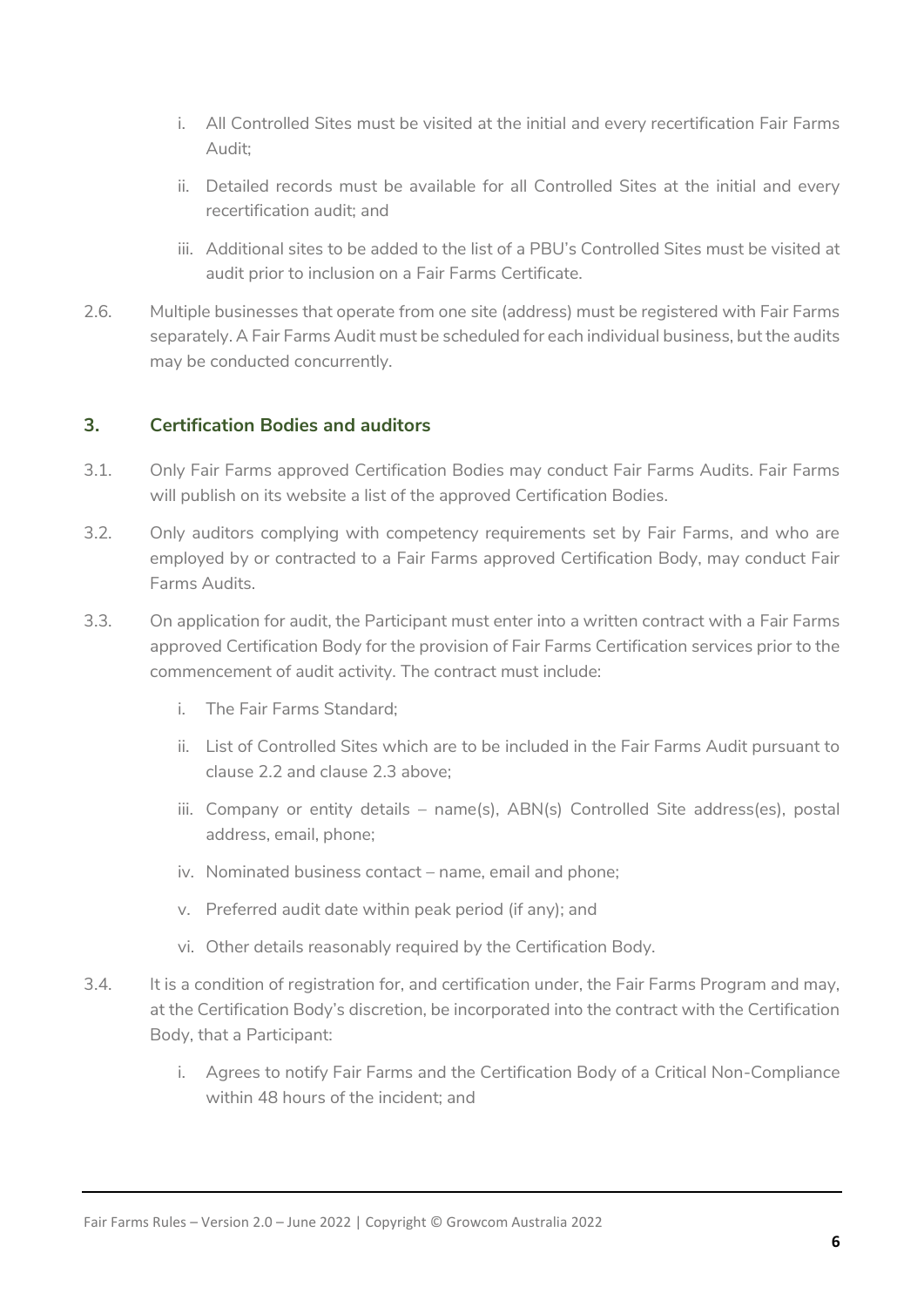i. All Controlled Sites must be visited at the initial and every recertification Fair Farms Audit;

ii. Detailed records must be available for all Controlled Sites at the initial and every recertification audit; and

iii. Additional sites to be added to the list of a PBU's Controlled Sites must be visited at audit prior to inclusion on a Fair Farms Certificate.

2.6. Multiple businesses that operate from one site (address) must be registered with Fair Farms separately. A Fair Farms Audit must be scheduled for each individual business, but the audits may be conducted concurrently.

## 3. Certification Bodies and auditors

3.1. Only Fair Farms approved Certification Bodies may conduct Fair Farms Audits. Fair Farms will publish on its website a list of the approved Certification Bodies.

3.2. Only auditors complying with competency requirements set by Fair Farms, and who are employed by or contracted to a Fair Farms approved Certification Body, may conduct Fair Farms Audits.

3.3. On application for audit, the Participant must enter into a written contract with a Fair Farms approved Certification Body for the provision of Fair Farms Certification services prior to the commencement of audit activity. The contract must include:

i. The Fair Farms Standard;

ii. List of Controlled Sites which are to be included in the Fair Farms Audit pursuant to clause 2.2 and clause 2.3 above;

iii. Company or entity details – name(s), ABN(s) Controlled Site address(es), postal address, email, phone;

iv. Nominated business contact – name, email and phone;

v. Preferred audit date within peak period (if any); and

vi. Other details reasonably required by the Certification Body.

3.4. It is a condition of registration for, and certification under, the Fair Farms Program and may, at the Certification Body's discretion, be incorporated into the contract with the Certification Body, that a Participant:

i. Agrees to notify Fair Farms and the Certification Body of a Critical Non-Compliance within 48 hours of the incident; and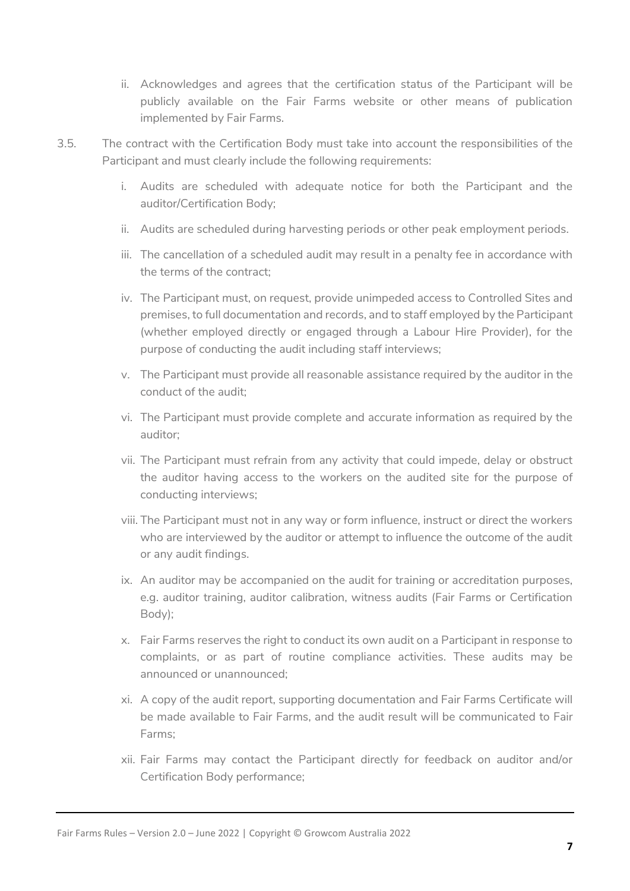ii. Acknowledges and agrees that the certification status of the Participant will be publicly available on the Fair Farms website or other means of publication implemented by Fair Farms.

3.5. The contract with the Certification Body must take into account the responsibilities of the Participant and must clearly include the following requirements:

i. Audits are scheduled with adequate notice for both the Participant and the auditor/Certification Body;

ii. Audits are scheduled during harvesting periods or other peak employment periods.

iii. The cancellation of a scheduled audit may result in a penalty fee in accordance with the terms of the contract;

iv. The Participant must, on request, provide unimpeded access to Controlled Sites and premises, to full documentation and records, and to staff employed by the Participant (whether employed directly or engaged through a Labour Hire Provider), for the purpose of conducting the audit including staff interviews;

v. The Participant must provide all reasonable assistance required by the auditor in the conduct of the audit;

vi. The Participant must provide complete and accurate information as required by the auditor;

vii. The Participant must refrain from any activity that could impede, delay or obstruct the auditor having access to the workers on the audited site for the purpose of conducting interviews;

viii. The Participant must not in any way or form influence, instruct or direct the workers who are interviewed by the auditor or attempt to influence the outcome of the audit or any audit findings.

ix. An auditor may be accompanied on the audit for training or accreditation purposes, e.g. auditor training, auditor calibration, witness audits (Fair Farms or Certification Body);

x. Fair Farms reserves the right to conduct its own audit on a Participant in response to complaints, or as part of routine compliance activities. These audits may be announced or unannounced;

xi. A copy of the audit report, supporting documentation and Fair Farms Certificate will be made available to Fair Farms, and the audit result will be communicated to Fair Farms;

xii. Fair Farms may contact the Participant directly for feedback on auditor and/or Certification Body performance;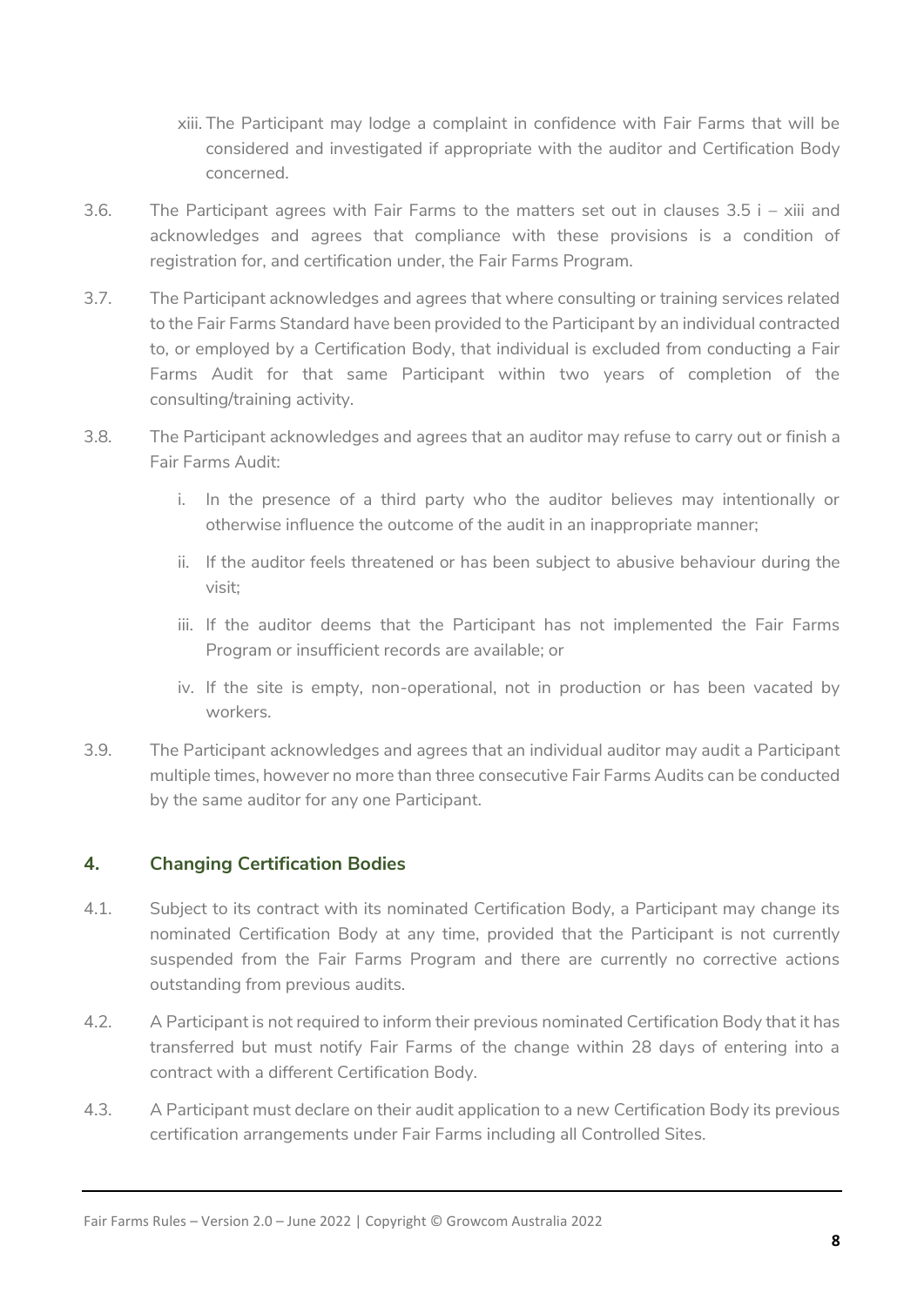xiii. The Participant may lodge a complaint in confidence with Fair Farms that will be considered and investigated if appropriate with the auditor and Certification Body concerned.

3.6. The Participant agrees with Fair Farms to the matters set out in clauses 3.5 i – xiii and acknowledges and agrees that compliance with these provisions is a condition of registration for, and certification under, the Fair Farms Program.

3.7. The Participant acknowledges and agrees that where consulting or training services related to the Fair Farms Standard have been provided to the Participant by an individual contracted to, or employed by a Certification Body, that individual is excluded from conducting a Fair Farms Audit for that same Participant within two years of completion of the consulting/training activity.

3.8. The Participant acknowledges and agrees that an auditor may refuse to carry out or finish a Fair Farms Audit:

i. In the presence of a third party who the auditor believes may intentionally or otherwise influence the outcome of the audit in an inappropriate manner;

ii. If the auditor feels threatened or has been subject to abusive behaviour during the visit;

iii. If the auditor deems that the Participant has not implemented the Fair Farms Program or insufficient records are available; or

iv. If the site is empty, non-operational, not in production or has been vacated by workers.

3.9. The Participant acknowledges and agrees that an individual auditor may audit a Participant multiple times, however no more than three consecutive Fair Farms Audits can be conducted by the same auditor for any one Participant.

## 4. Changing Certification Bodies

4.1. Subject to its contract with its nominated Certification Body, a Participant may change its nominated Certification Body at any time, provided that the Participant is not currently suspended from the Fair Farms Program and there are currently no corrective actions outstanding from previous audits.

4.2. A Participant is not required to inform their previous nominated Certification Body that it has transferred but must notify Fair Farms of the change within 28 days of entering into a contract with a different Certification Body.

4.3. A Participant must declare on their audit application to a new Certification Body its previous certification arrangements under Fair Farms including all Controlled Sites.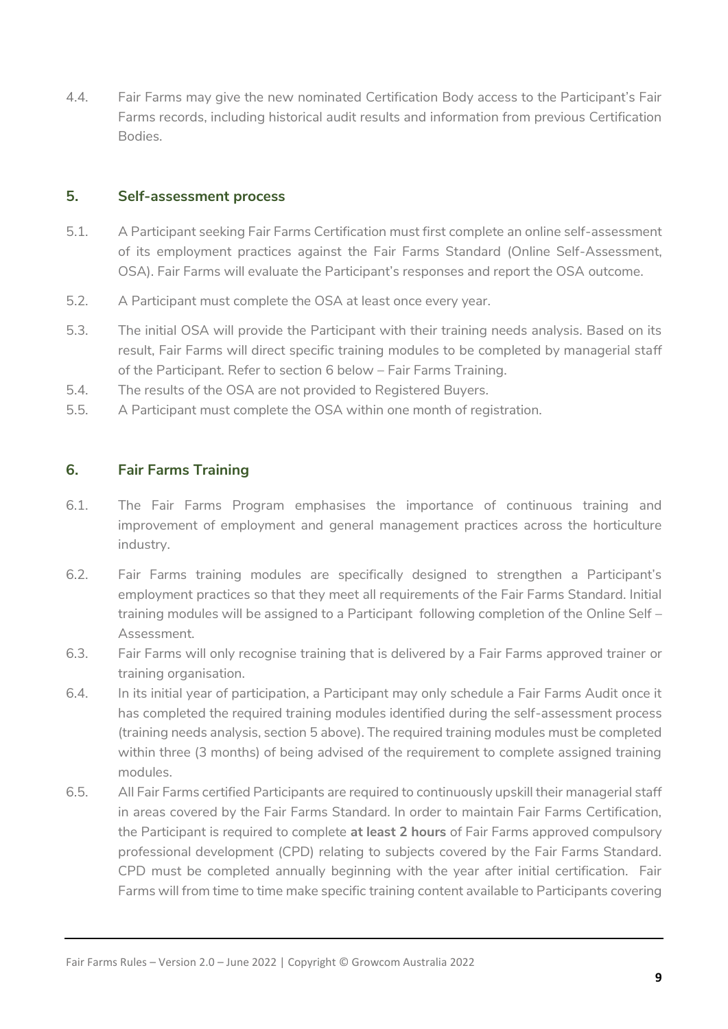4.4. Fair Farms may give the new nominated Certification Body access to the Participant's Fair Farms records, including historical audit results and information from previous Certification Bodies.

## 5. Self-assessment process

5.1. A Participant seeking Fair Farms Certification must first complete an online self-assessment of its employment practices against the Fair Farms Standard (Online Self-Assessment, OSA). Fair Farms will evaluate the Participant's responses and report the OSA outcome.

5.2. A Participant must complete the OSA at least once every year.

5.3. The initial OSA will provide the Participant with their training needs analysis. Based on its result, Fair Farms will direct specific training modules to be completed by managerial staff of the Participant. Refer to section 6 below – Fair Farms Training.

5.4. The results of the OSA are not provided to Registered Buyers.

5.5. A Participant must complete the OSA within one month of registration.

## 6. Fair Farms Training

6.1. The Fair Farms Program emphasises the importance of continuous training and improvement of employment and general management practices across the horticulture industry.

6.2. Fair Farms training modules are specifically designed to strengthen a Participant's employment practices so that they meet all requirements of the Fair Farms Standard. Initial training modules will be assigned to a Participant following completion of the Online Self – Assessment.

6.3. Fair Farms will only recognise training that is delivered by a Fair Farms approved trainer or training organisation.

6.4. In its initial year of participation, a Participant may only schedule a Fair Farms Audit once it has completed the required training modules identified during the self-assessment process (training needs analysis, section 5 above). The required training modules must be completed within three (3 months) of being advised of the requirement to complete assigned training modules.

6.5. All Fair Farms certified Participants are required to continuously upskill their managerial staff in areas covered by the Fair Farms Standard. In order to maintain Fair Farms Certification, the Participant is required to complete **at least 2 hours** of Fair Farms approved compulsory professional development (CPD) relating to subjects covered by the Fair Farms Standard. CPD must be completed annually beginning with the year after initial certification. Fair Farms will from time to time make specific training content available to Participants covering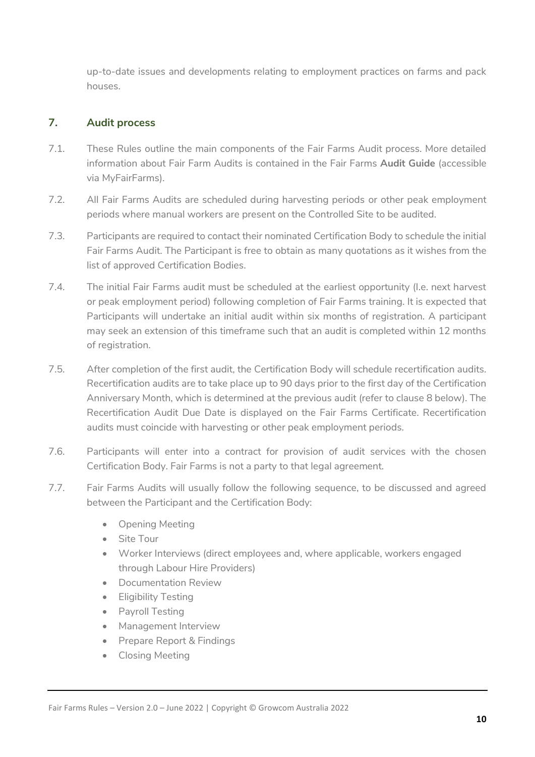up-to-date issues and developments relating to employment practices on farms and pack houses.

## 7. Audit process

7.1. These Rules outline the main components of the Fair Farms Audit process. More detailed information about Fair Farm Audits is contained in the Fair Farms **Audit Guide** (accessible via MyFairFarms).

7.2. All Fair Farms Audits are scheduled during harvesting periods or other peak employment periods where manual workers are present on the Controlled Site to be audited.

7.3. Participants are required to contact their nominated Certification Body to schedule the initial Fair Farms Audit. The Participant is free to obtain as many quotations as it wishes from the list of approved Certification Bodies.

7.4. The initial Fair Farms audit must be scheduled at the earliest opportunity (I.e. next harvest or peak employment period) following completion of Fair Farms training. It is expected that Participants will undertake an initial audit within six months of registration. A participant may seek an extension of this timeframe such that an audit is completed within 12 months of registration.

7.5. After completion of the first audit, the Certification Body will schedule recertification audits. Recertification audits are to take place up to 90 days prior to the first day of the Certification Anniversary Month, which is determined at the previous audit (refer to clause 8 below). The Recertification Audit Due Date is displayed on the Fair Farms Certificate. Recertification audits must coincide with harvesting or other peak employment periods.

7.6. Participants will enter into a contract for provision of audit services with the chosen Certification Body. Fair Farms is not a party to that legal agreement.

7.7. Fair Farms Audits will usually follow the following sequence, to be discussed and agreed between the Participant and the Certification Body:

- Opening Meeting
- Site Tour
- Worker Interviews (direct employees and, where applicable, workers engaged through Labour Hire Providers)
- Documentation Review
- Eligibility Testing
- Payroll Testing
- Management Interview
- Prepare Report & Findings
- Closing Meeting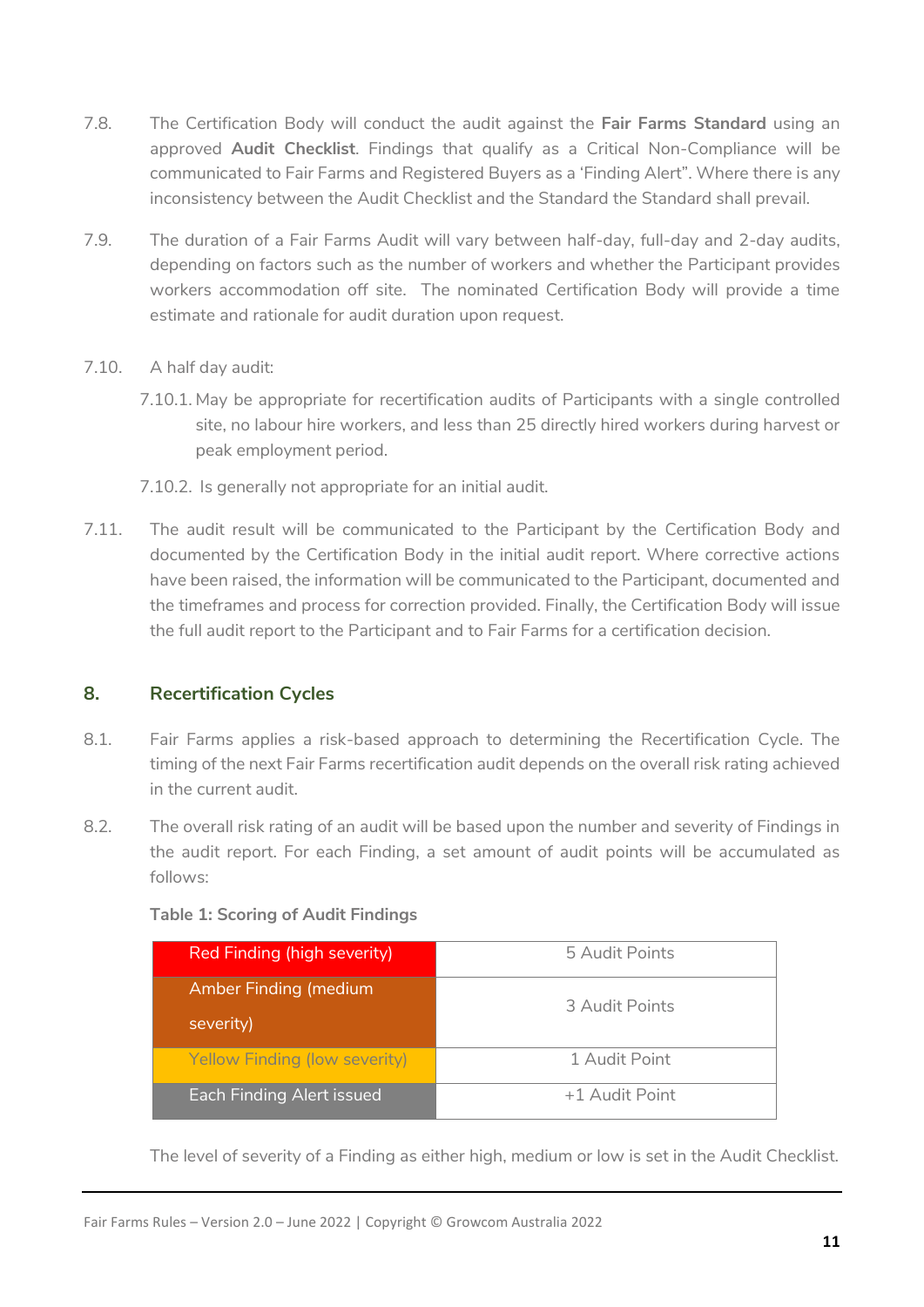7.8. The Certification Body will conduct the audit against the **Fair Farms Standard** using an approved **Audit Checklist**. Findings that qualify as a Critical Non-Compliance will be communicated to Fair Farms and Registered Buyers as a 'Finding Alert". Where there is any inconsistency between the Audit Checklist and the Standard the Standard shall prevail.

7.9. The duration of a Fair Farms Audit will vary between half-day, full-day and 2-day audits, depending on factors such as the number of workers and whether the Participant provides workers accommodation off site. The nominated Certification Body will provide a time estimate and rationale for audit duration upon request.

7.10. A half day audit:

7.10.1. May be appropriate for recertification audits of Participants with a single controlled site, no labour hire workers, and less than 25 directly hired workers during harvest or peak employment period.

7.10.2. Is generally not appropriate for an initial audit.

7.11. The audit result will be communicated to the Participant by the Certification Body and documented by the Certification Body in the initial audit report. Where corrective actions have been raised, the information will be communicated to the Participant, documented and the timeframes and process for correction provided. Finally, the Certification Body will issue the full audit report to the Participant and to Fair Farms for a certification decision.

## 8. Recertification Cycles

8.1. Fair Farms applies a risk-based approach to determining the Recertification Cycle. The timing of the next Fair Farms recertification audit depends on the overall risk rating achieved in the current audit.

8.2. The overall risk rating of an audit will be based upon the number and severity of Findings in the audit report. For each Finding, a set amount of audit points will be accumulated as follows:

**Table 1: Scoring of Audit Findings**

| Finding | Audit Points |
|---|---|
| Red Finding (high severity) | 5 Audit Points |
| Amber Finding (medium severity) | 3 Audit Points |
| Yellow Finding (low severity) | 1 Audit Point |
| Each Finding Alert issued | +1 Audit Point |

The level of severity of a Finding as either high, medium or low is set in the Audit Checklist.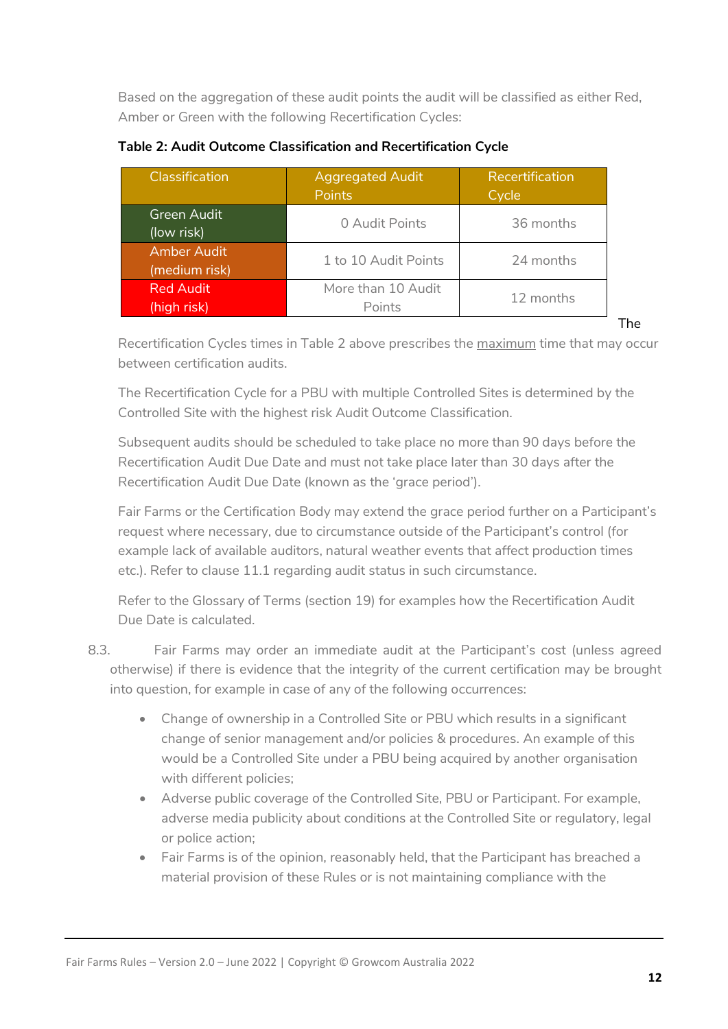Based on the aggregation of these audit points the audit will be classified as either Red, Amber or Green with the following Recertification Cycles:

**Table 2: Audit Outcome Classification and Recertification Cycle**

| Classification | Aggregated Audit Points | Recertification Cycle |
|---|---|---|
| Green Audit (low risk) | 0 Audit Points | 36 months |
| Amber Audit (medium risk) | 1 to 10 Audit Points | 24 months |
| Red Audit (high risk) | More than 10 Audit Points | 12 months |

The Recertification Cycles times in Table 2 above prescribes the maximum time that may occur between certification audits.

The Recertification Cycle for a PBU with multiple Controlled Sites is determined by the Controlled Site with the highest risk Audit Outcome Classification.

Subsequent audits should be scheduled to take place no more than 90 days before the Recertification Audit Due Date and must not take place later than 30 days after the Recertification Audit Due Date (known as the 'grace period').

Fair Farms or the Certification Body may extend the grace period further on a Participant's request where necessary, due to circumstance outside of the Participant's control (for example lack of available auditors, natural weather events that affect production times etc.). Refer to clause 11.1 regarding audit status in such circumstance.

Refer to the Glossary of Terms (section 19) for examples how the Recertification Audit Due Date is calculated.

8.3. Fair Farms may order an immediate audit at the Participant's cost (unless agreed otherwise) if there is evidence that the integrity of the current certification may be brought into question, for example in case of any of the following occurrences:

- Change of ownership in a Controlled Site or PBU which results in a significant change of senior management and/or policies & procedures. An example of this would be a Controlled Site under a PBU being acquired by another organisation with different policies;
- Adverse public coverage of the Controlled Site, PBU or Participant. For example, adverse media publicity about conditions at the Controlled Site or regulatory, legal or police action;
- Fair Farms is of the opinion, reasonably held, that the Participant has breached a material provision of these Rules or is not maintaining compliance with the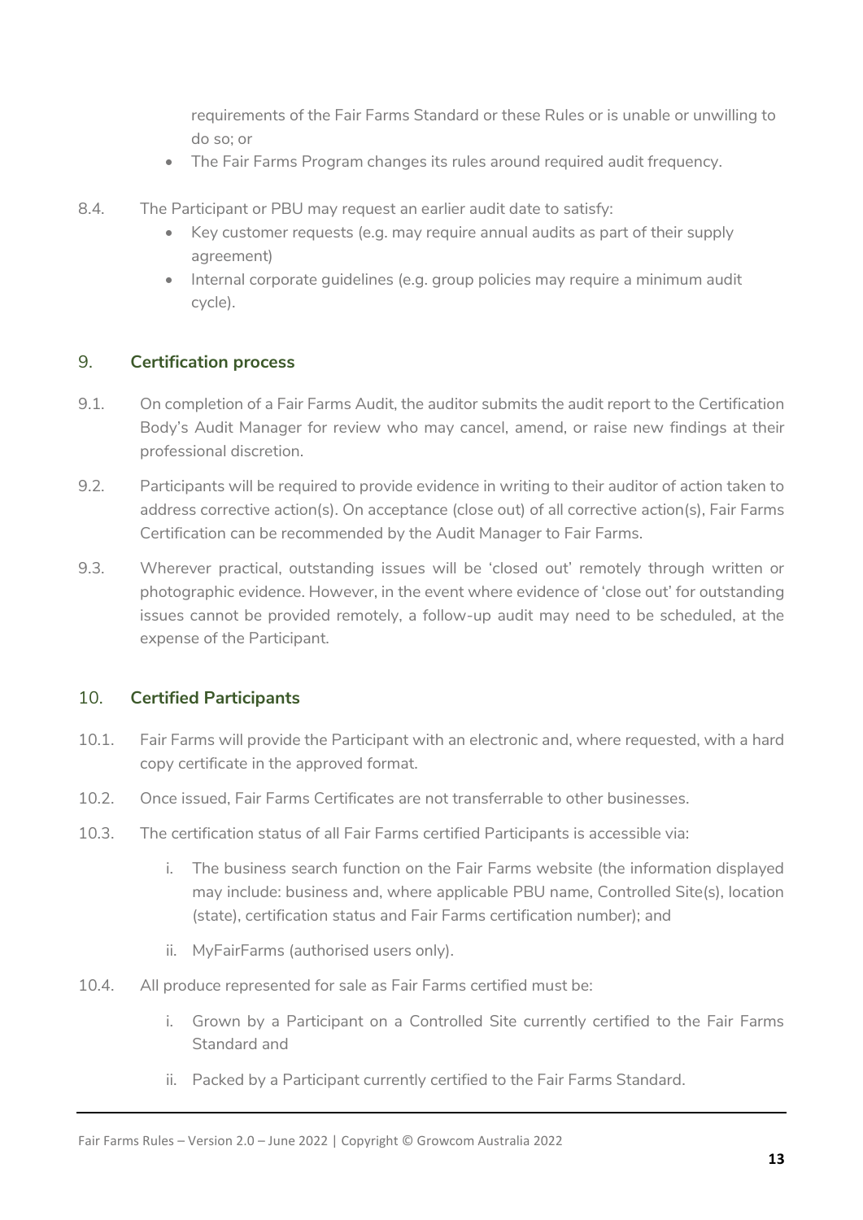requirements of the Fair Farms Standard or these Rules or is unable or unwilling to do so; or

- The Fair Farms Program changes its rules around required audit frequency.

8.4. The Participant or PBU may request an earlier audit date to satisfy:

- Key customer requests (e.g. may require annual audits as part of their supply agreement)
- Internal corporate guidelines (e.g. group policies may require a minimum audit cycle).

## 9. Certification process

9.1. On completion of a Fair Farms Audit, the auditor submits the audit report to the Certification Body's Audit Manager for review who may cancel, amend, or raise new findings at their professional discretion.

9.2. Participants will be required to provide evidence in writing to their auditor of action taken to address corrective action(s). On acceptance (close out) of all corrective action(s), Fair Farms Certification can be recommended by the Audit Manager to Fair Farms.

9.3. Wherever practical, outstanding issues will be 'closed out' remotely through written or photographic evidence. However, in the event where evidence of 'close out' for outstanding issues cannot be provided remotely, a follow-up audit may need to be scheduled, at the expense of the Participant.

## 10. Certified Participants

10.1. Fair Farms will provide the Participant with an electronic and, where requested, with a hard copy certificate in the approved format.

10.2. Once issued, Fair Farms Certificates are not transferrable to other businesses.

10.3. The certification status of all Fair Farms certified Participants is accessible via:

i. The business search function on the Fair Farms website (the information displayed may include: business and, where applicable PBU name, Controlled Site(s), location (state), certification status and Fair Farms certification number); and

ii. MyFairFarms (authorised users only).

10.4. All produce represented for sale as Fair Farms certified must be:

i. Grown by a Participant on a Controlled Site currently certified to the Fair Farms Standard and

ii. Packed by a Participant currently certified to the Fair Farms Standard.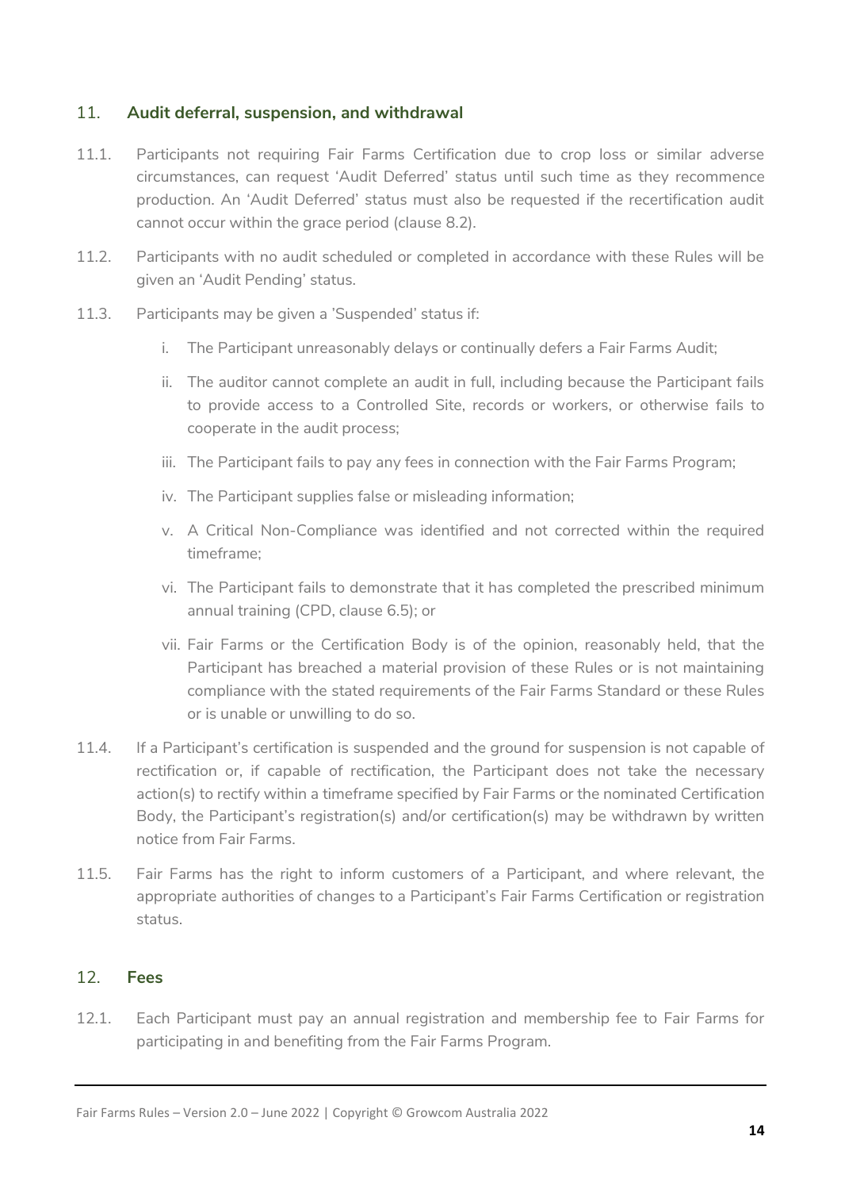## 11. Audit deferral, suspension, and withdrawal

11.1. Participants not requiring Fair Farms Certification due to crop loss or similar adverse circumstances, can request 'Audit Deferred' status until such time as they recommence production. An 'Audit Deferred' status must also be requested if the recertification audit cannot occur within the grace period (clause 8.2).

11.2. Participants with no audit scheduled or completed in accordance with these Rules will be given an 'Audit Pending' status.

11.3. Participants may be given a 'Suspended' status if:

i. The Participant unreasonably delays or continually defers a Fair Farms Audit;

ii. The auditor cannot complete an audit in full, including because the Participant fails to provide access to a Controlled Site, records or workers, or otherwise fails to cooperate in the audit process;

iii. The Participant fails to pay any fees in connection with the Fair Farms Program;

iv. The Participant supplies false or misleading information;

v. A Critical Non-Compliance was identified and not corrected within the required timeframe;

vi. The Participant fails to demonstrate that it has completed the prescribed minimum annual training (CPD, clause 6.5); or

vii. Fair Farms or the Certification Body is of the opinion, reasonably held, that the Participant has breached a material provision of these Rules or is not maintaining compliance with the stated requirements of the Fair Farms Standard or these Rules or is unable or unwilling to do so.

11.4. If a Participant's certification is suspended and the ground for suspension is not capable of rectification or, if capable of rectification, the Participant does not take the necessary action(s) to rectify within a timeframe specified by Fair Farms or the nominated Certification Body, the Participant's registration(s) and/or certification(s) may be withdrawn by written notice from Fair Farms.

11.5. Fair Farms has the right to inform customers of a Participant, and where relevant, the appropriate authorities of changes to a Participant's Fair Farms Certification or registration status.

## 12. Fees

12.1. Each Participant must pay an annual registration and membership fee to Fair Farms for participating in and benefiting from the Fair Farms Program.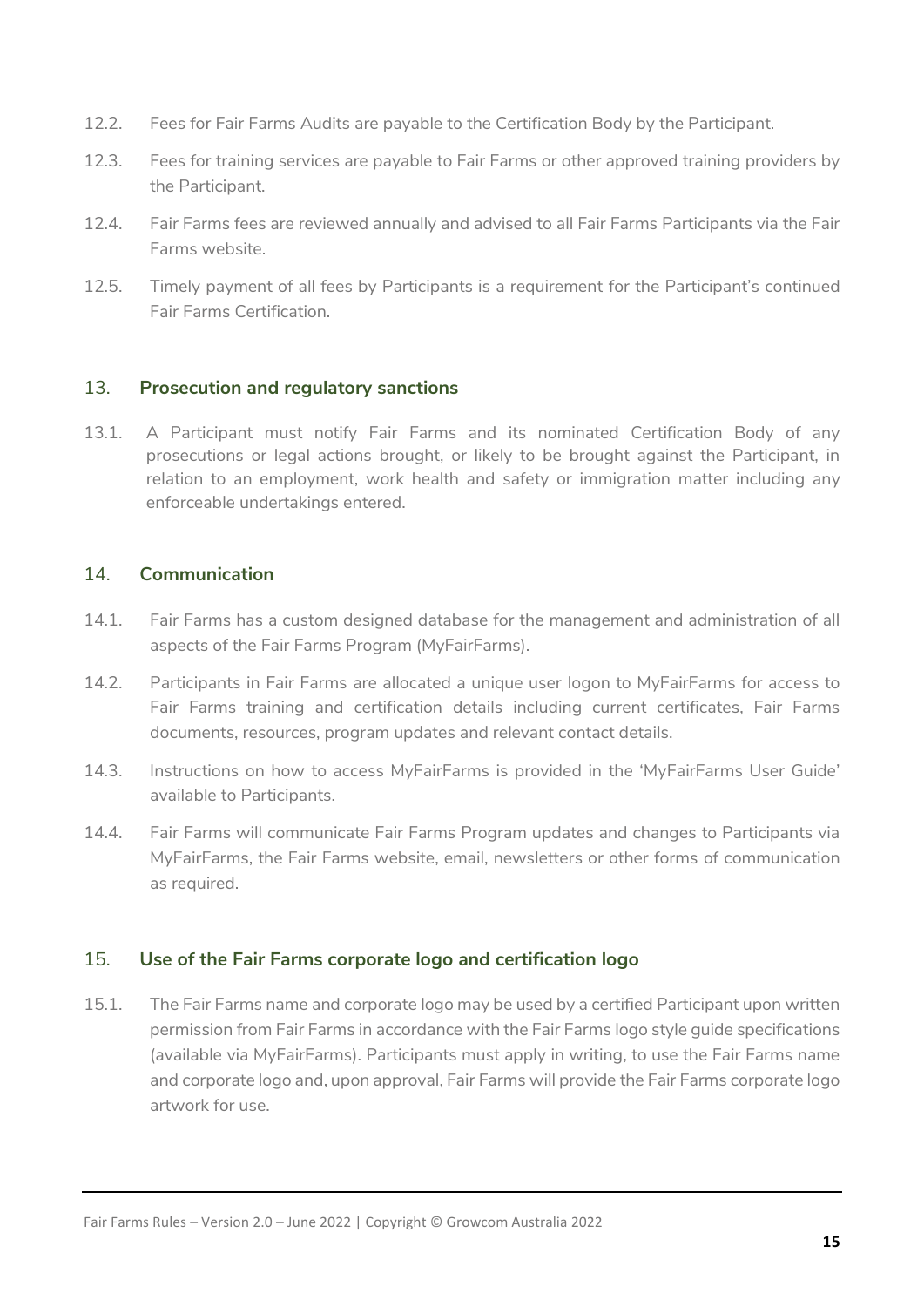12.2. Fees for Fair Farms Audits are payable to the Certification Body by the Participant.

12.3. Fees for training services are payable to Fair Farms or other approved training providers by the Participant.

12.4. Fair Farms fees are reviewed annually and advised to all Fair Farms Participants via the Fair Farms website.

12.5. Timely payment of all fees by Participants is a requirement for the Participant's continued Fair Farms Certification.

## 13. Prosecution and regulatory sanctions

13.1. A Participant must notify Fair Farms and its nominated Certification Body of any prosecutions or legal actions brought, or likely to be brought against the Participant, in relation to an employment, work health and safety or immigration matter including any enforceable undertakings entered.

## 14. Communication

14.1. Fair Farms has a custom designed database for the management and administration of all aspects of the Fair Farms Program (MyFairFarms).

14.2. Participants in Fair Farms are allocated a unique user logon to MyFairFarms for access to Fair Farms training and certification details including current certificates, Fair Farms documents, resources, program updates and relevant contact details.

14.3. Instructions on how to access MyFairFarms is provided in the 'MyFairFarms User Guide' available to Participants.

14.4. Fair Farms will communicate Fair Farms Program updates and changes to Participants via MyFairFarms, the Fair Farms website, email, newsletters or other forms of communication as required.

## 15. Use of the Fair Farms corporate logo and certification logo

15.1. The Fair Farms name and corporate logo may be used by a certified Participant upon written permission from Fair Farms in accordance with the Fair Farms logo style guide specifications (available via MyFairFarms). Participants must apply in writing, to use the Fair Farms name and corporate logo and, upon approval, Fair Farms will provide the Fair Farms corporate logo artwork for use.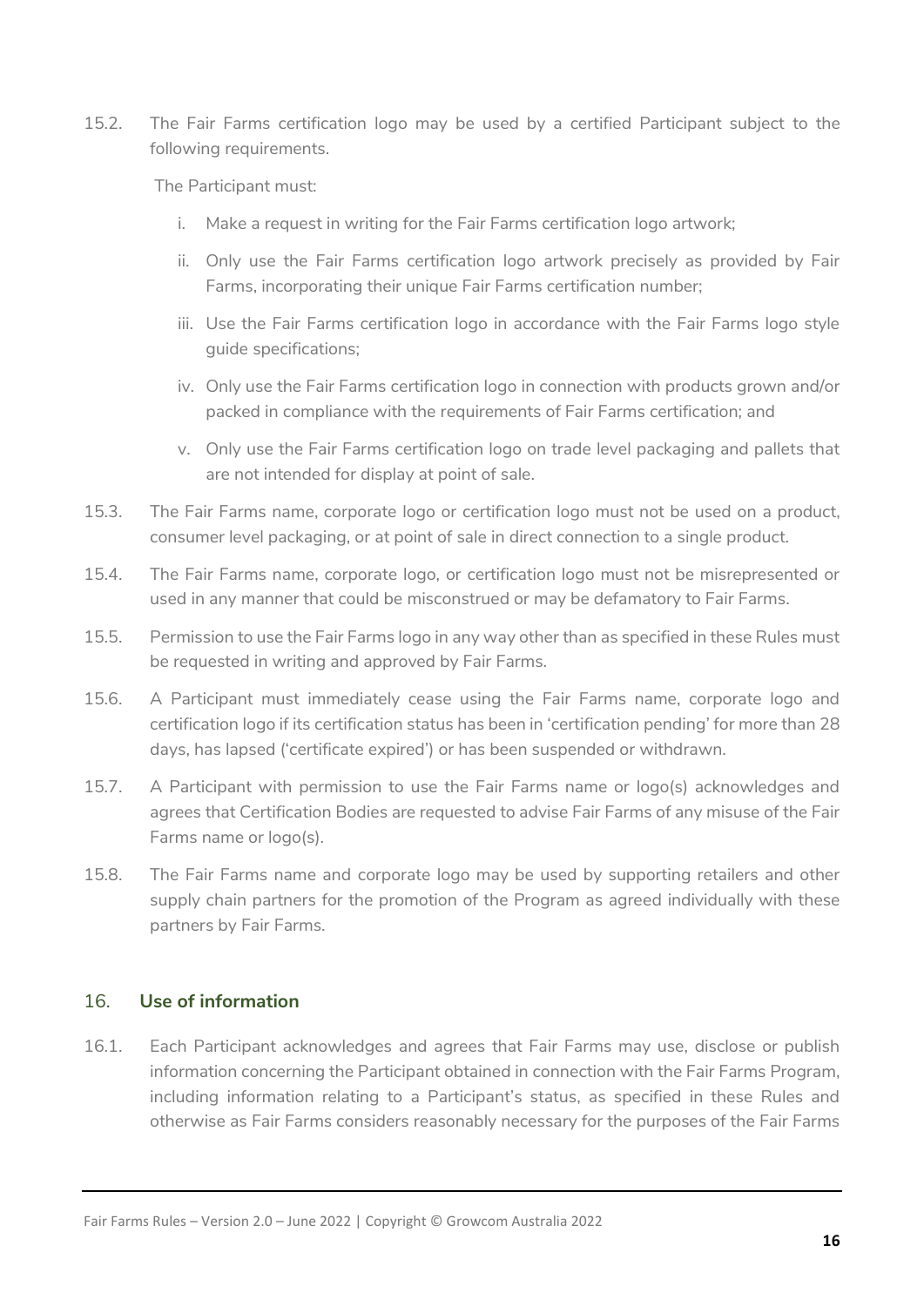15.2. The Fair Farms certification logo may be used by a certified Participant subject to the following requirements.

The Participant must:

i. Make a request in writing for the Fair Farms certification logo artwork;

ii. Only use the Fair Farms certification logo artwork precisely as provided by Fair Farms, incorporating their unique Fair Farms certification number;

iii. Use the Fair Farms certification logo in accordance with the Fair Farms logo style guide specifications;

iv. Only use the Fair Farms certification logo in connection with products grown and/or packed in compliance with the requirements of Fair Farms certification; and

v. Only use the Fair Farms certification logo on trade level packaging and pallets that are not intended for display at point of sale.

15.3. The Fair Farms name, corporate logo or certification logo must not be used on a product, consumer level packaging, or at point of sale in direct connection to a single product.

15.4. The Fair Farms name, corporate logo, or certification logo must not be misrepresented or used in any manner that could be misconstrued or may be defamatory to Fair Farms.

15.5. Permission to use the Fair Farms logo in any way other than as specified in these Rules must be requested in writing and approved by Fair Farms.

15.6. A Participant must immediately cease using the Fair Farms name, corporate logo and certification logo if its certification status has been in 'certification pending' for more than 28 days, has lapsed ('certificate expired') or has been suspended or withdrawn.

15.7. A Participant with permission to use the Fair Farms name or logo(s) acknowledges and agrees that Certification Bodies are requested to advise Fair Farms of any misuse of the Fair Farms name or logo(s).

15.8. The Fair Farms name and corporate logo may be used by supporting retailers and other supply chain partners for the promotion of the Program as agreed individually with these partners by Fair Farms.

## 16. Use of information

16.1. Each Participant acknowledges and agrees that Fair Farms may use, disclose or publish information concerning the Participant obtained in connection with the Fair Farms Program, including information relating to a Participant's status, as specified in these Rules and otherwise as Fair Farms considers reasonably necessary for the purposes of the Fair Farms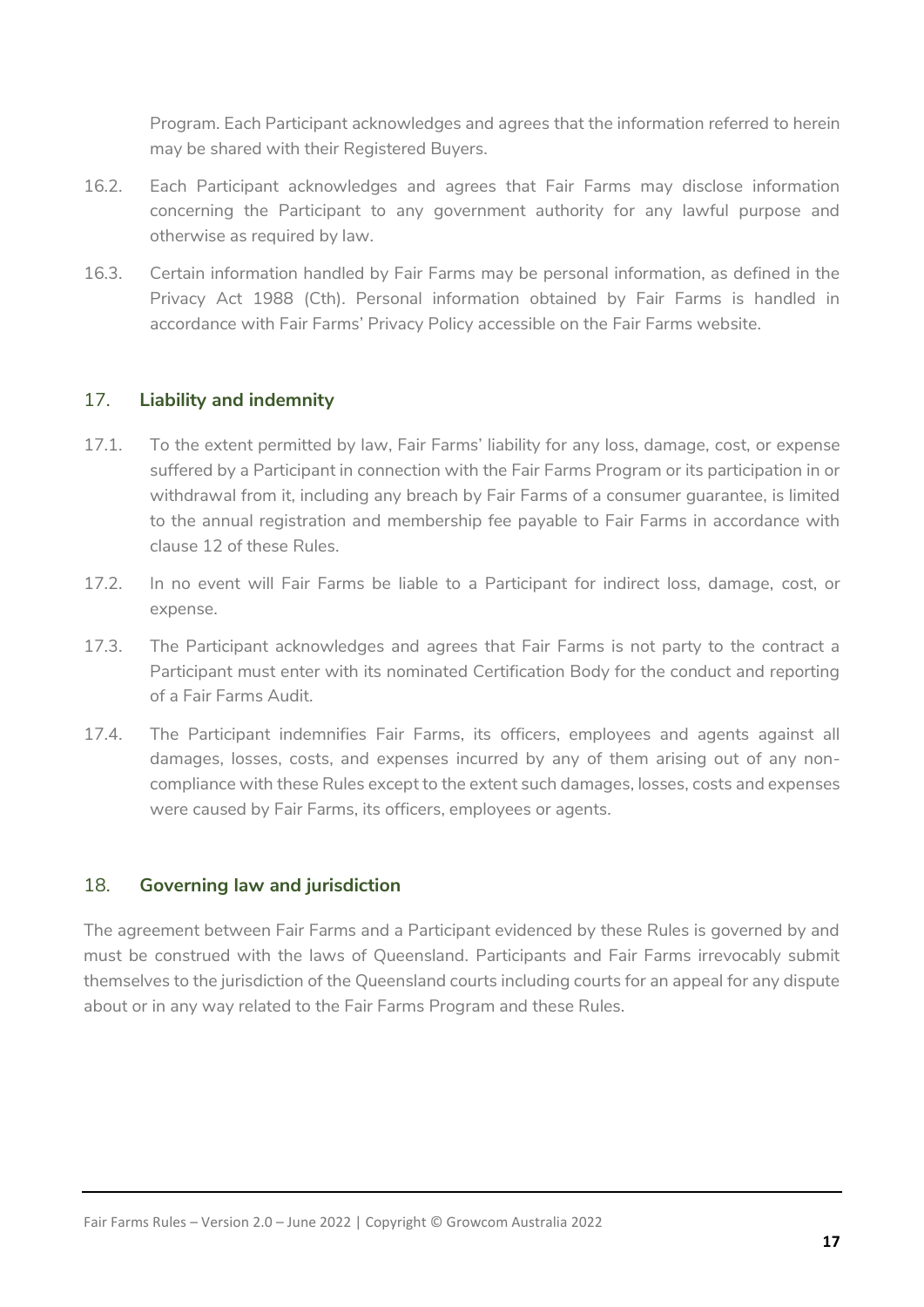Program. Each Participant acknowledges and agrees that the information referred to herein may be shared with their Registered Buyers.

16.2. Each Participant acknowledges and agrees that Fair Farms may disclose information concerning the Participant to any government authority for any lawful purpose and otherwise as required by law.

16.3. Certain information handled by Fair Farms may be personal information, as defined in the Privacy Act 1988 (Cth). Personal information obtained by Fair Farms is handled in accordance with Fair Farms' Privacy Policy accessible on the Fair Farms website.

## 17. **Liability and indemnity**

17.1. To the extent permitted by law, Fair Farms' liability for any loss, damage, cost, or expense suffered by a Participant in connection with the Fair Farms Program or its participation in or withdrawal from it, including any breach by Fair Farms of a consumer guarantee, is limited to the annual registration and membership fee payable to Fair Farms in accordance with clause 12 of these Rules.

17.2. In no event will Fair Farms be liable to a Participant for indirect loss, damage, cost, or expense.

17.3. The Participant acknowledges and agrees that Fair Farms is not party to the contract a Participant must enter with its nominated Certification Body for the conduct and reporting of a Fair Farms Audit.

17.4. The Participant indemnifies Fair Farms, its officers, employees and agents against all damages, losses, costs, and expenses incurred by any of them arising out of any non-compliance with these Rules except to the extent such damages, losses, costs and expenses were caused by Fair Farms, its officers, employees or agents.

## 18. **Governing law and jurisdiction**

The agreement between Fair Farms and a Participant evidenced by these Rules is governed by and must be construed with the laws of Queensland. Participants and Fair Farms irrevocably submit themselves to the jurisdiction of the Queensland courts including courts for an appeal for any dispute about or in any way related to the Fair Farms Program and these Rules.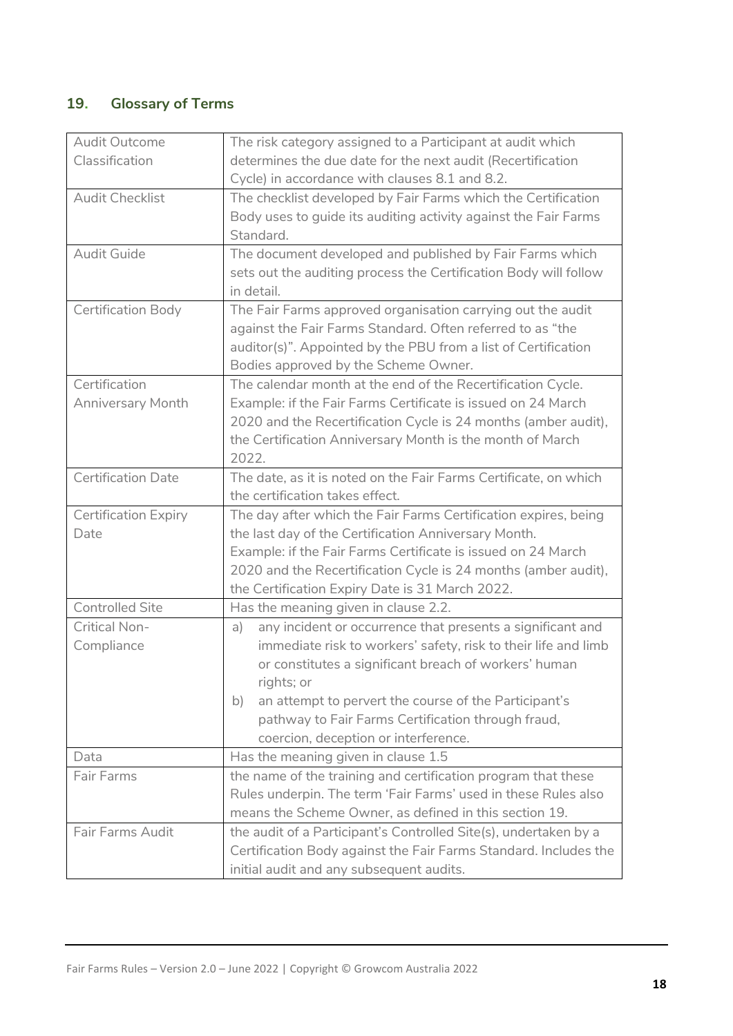## 19. Glossary of Terms

| | |
|---|---|
| Audit Outcome Classification | The risk category assigned to a Participant at audit which determines the due date for the next audit (Recertification Cycle) in accordance with clauses 8.1 and 8.2. |
| Audit Checklist | The checklist developed by Fair Farms which the Certification Body uses to guide its auditing activity against the Fair Farms Standard. |
| Audit Guide | The document developed and published by Fair Farms which sets out the auditing process the Certification Body will follow in detail. |
| Certification Body | The Fair Farms approved organisation carrying out the audit against the Fair Farms Standard. Often referred to as "the auditor(s)". Appointed by the PBU from a list of Certification Bodies approved by the Scheme Owner. |
| Certification Anniversary Month | The calendar month at the end of the Recertification Cycle. Example: if the Fair Farms Certificate is issued on 24 March 2020 and the Recertification Cycle is 24 months (amber audit), the Certification Anniversary Month is the month of March 2022. |
| Certification Date | The date, as it is noted on the Fair Farms Certificate, on which the certification takes effect. |
| Certification Expiry Date | The day after which the Fair Farms Certification expires, being the last day of the Certification Anniversary Month. Example: if the Fair Farms Certificate is issued on 24 March 2020 and the Recertification Cycle is 24 months (amber audit), the Certification Expiry Date is 31 March 2022. |
| Controlled Site | Has the meaning given in clause 2.2. |
| Critical Non-Compliance | a) any incident or occurrence that presents a significant and immediate risk to workers' safety, risk to their life and limb or constitutes a significant breach of workers' human rights; or<br>b) an attempt to pervert the course of the Participant's pathway to Fair Farms Certification through fraud, coercion, deception or interference. |
| Data | Has the meaning given in clause 1.5 |
| Fair Farms | the name of the training and certification program that these Rules underpin. The term 'Fair Farms' used in these Rules also means the Scheme Owner, as defined in this section 19. |
| Fair Farms Audit | the audit of a Participant's Controlled Site(s), undertaken by a Certification Body against the Fair Farms Standard. Includes the initial audit and any subsequent audits. |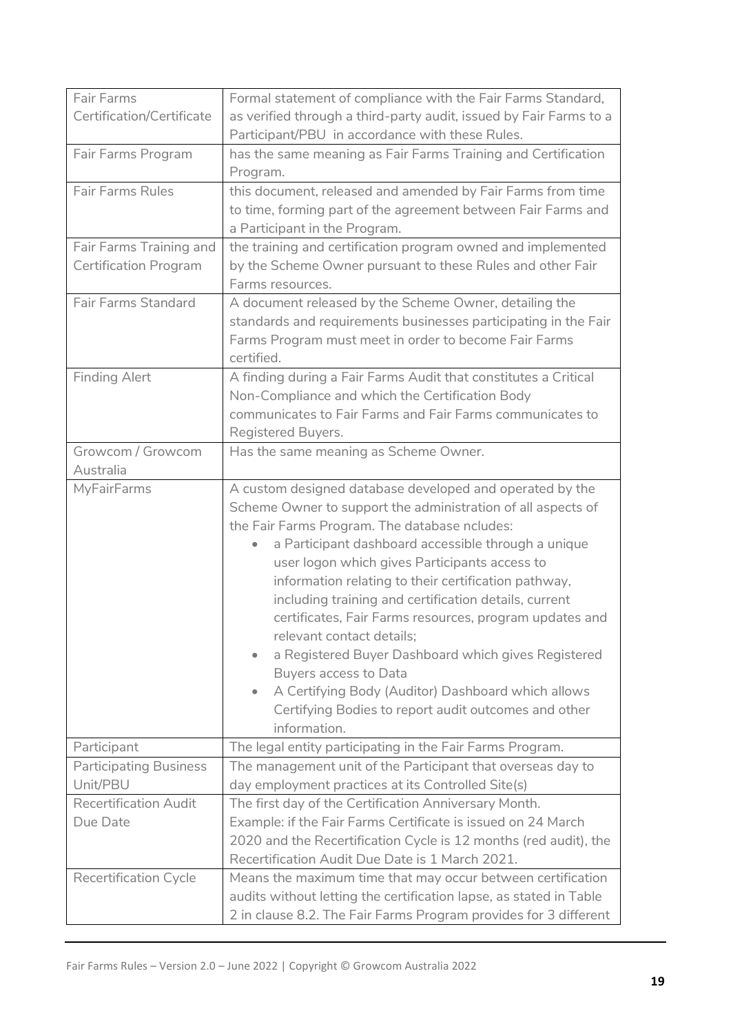| | |
|---|---|
| Fair Farms Certification/Certificate | Formal statement of compliance with the Fair Farms Standard, as verified through a third-party audit, issued by Fair Farms to a Participant/PBU in accordance with these Rules. |
| Fair Farms Program | has the same meaning as Fair Farms Training and Certification Program. |
| Fair Farms Rules | this document, released and amended by Fair Farms from time to time, forming part of the agreement between Fair Farms and a Participant in the Program. |
| Fair Farms Training and Certification Program | the training and certification program owned and implemented by the Scheme Owner pursuant to these Rules and other Fair Farms resources. |
| Fair Farms Standard | A document released by the Scheme Owner, detailing the standards and requirements businesses participating in the Fair Farms Program must meet in order to become Fair Farms certified. |
| Finding Alert | A finding during a Fair Farms Audit that constitutes a Critical Non-Compliance and which the Certification Body communicates to Fair Farms and Fair Farms communicates to Registered Buyers. |
| Growcom / Growcom Australia | Has the same meaning as Scheme Owner. |
| MyFairFarms | A custom designed database developed and operated by the Scheme Owner to support the administration of all aspects of the Fair Farms Program. The database ncludes:<br>• a Participant dashboard accessible through a unique user logon which gives Participants access to information relating to their certification pathway, including training and certification details, current certificates, Fair Farms resources, program updates and relevant contact details;<br>• a Registered Buyer Dashboard which gives Registered Buyers access to Data<br>• A Certifying Body (Auditor) Dashboard which allows Certifying Bodies to report audit outcomes and other information. |
| Participant | The legal entity participating in the Fair Farms Program. |
| Participating Business Unit/PBU | The management unit of the Participant that overseas day to day employment practices at its Controlled Site(s) |
| Recertification Audit Due Date | The first day of the Certification Anniversary Month.<br>Example: if the Fair Farms Certificate is issued on 24 March 2020 and the Recertification Cycle is 12 months (red audit), the Recertification Audit Due Date is 1 March 2021. |
| Recertification Cycle | Means the maximum time that may occur between certification audits without letting the certification lapse, as stated in Table 2 in clause 8.2. The Fair Farms Program provides for 3 different |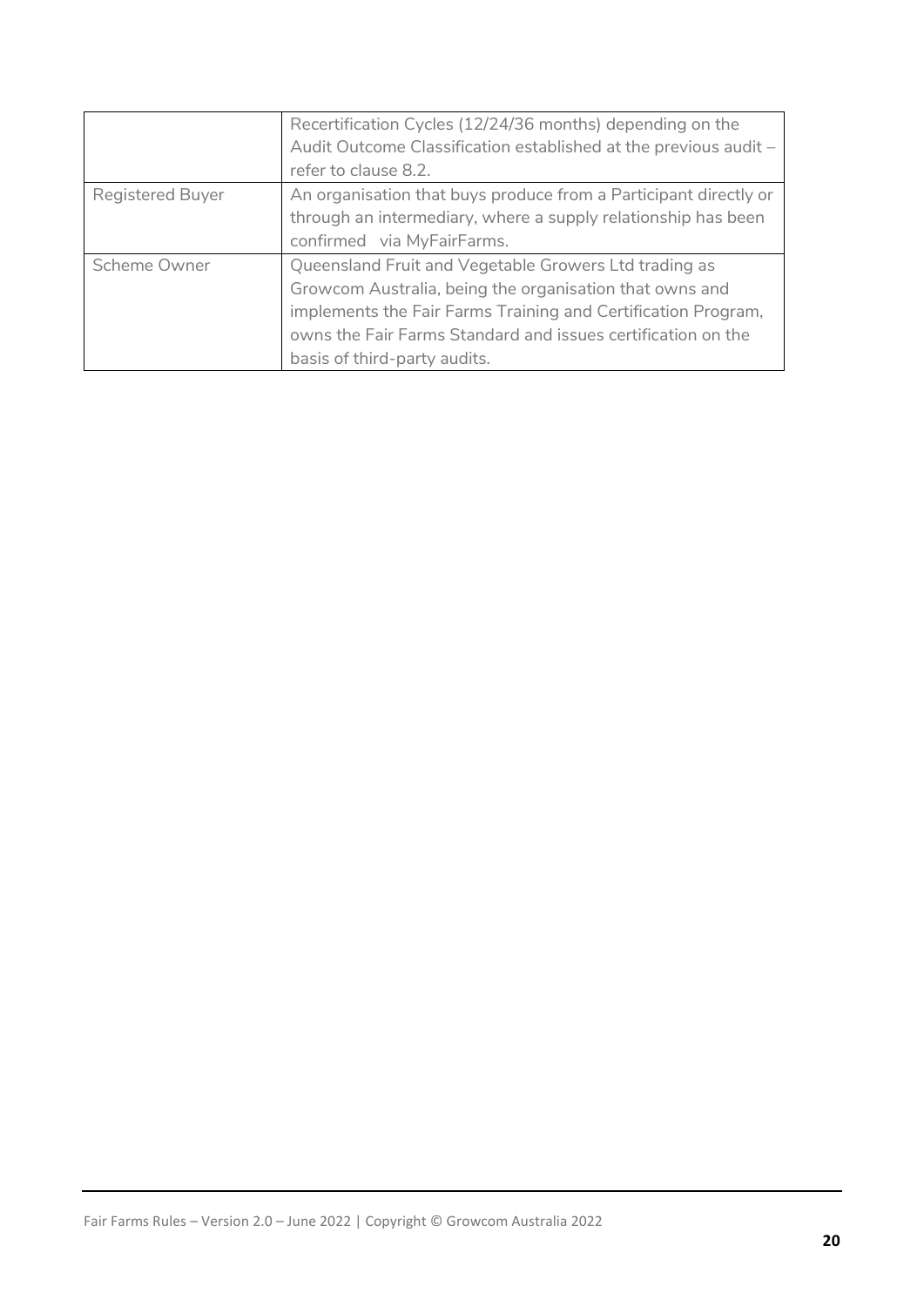| | |
|---|---|
| | Recertification Cycles (12/24/36 months) depending on the Audit Outcome Classification established at the previous audit – refer to clause 8.2. |
| Registered Buyer | An organisation that buys produce from a Participant directly or through an intermediary, where a supply relationship has been confirmed via MyFairFarms. |
| Scheme Owner | Queensland Fruit and Vegetable Growers Ltd trading as Growcom Australia, being the organisation that owns and implements the Fair Farms Training and Certification Program, owns the Fair Farms Standard and issues certification on the basis of third-party audits. |